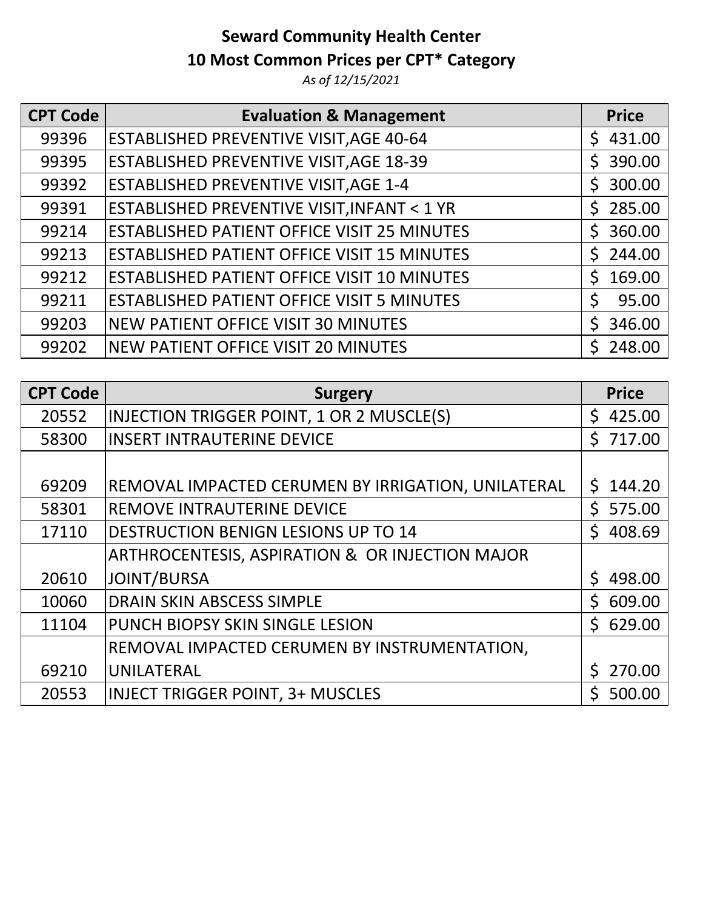**Seward Community Health Center**

**10 Most Common Prices per CPT* Category**

*As of 12/15/2021*

| CPT Code | Evaluation & Management | Price |
|---|---|---|
| 99396 | ESTABLISHED PREVENTIVE VISIT,AGE 40-64 | $ 431.00 |
| 99395 | ESTABLISHED PREVENTIVE VISIT,AGE 18-39 | $ 390.00 |
| 99392 | ESTABLISHED PREVENTIVE VISIT,AGE 1-4 | $ 300.00 |
| 99391 | ESTABLISHED PREVENTIVE VISIT,INFANT < 1 YR | $ 285.00 |
| 99214 | ESTABLISHED PATIENT OFFICE VISIT 25 MINUTES | $ 360.00 |
| 99213 | ESTABLISHED PATIENT OFFICE VISIT 15 MINUTES | $ 244.00 |
| 99212 | ESTABLISHED PATIENT OFFICE VISIT 10 MINUTES | $ 169.00 |
| 99211 | ESTABLISHED PATIENT OFFICE VISIT 5 MINUTES | $ 95.00 |
| 99203 | NEW PATIENT OFFICE VISIT 30 MINUTES | $ 346.00 |
| 99202 | NEW PATIENT OFFICE VISIT 20 MINUTES | $ 248.00 |

| CPT Code | Surgery | Price |
|---|---|---|
| 20552 | INJECTION TRIGGER POINT, 1 OR 2 MUSCLE(S) | $ 425.00 |
| 58300 | INSERT INTRAUTERINE DEVICE | $ 717.00 |
| 69209 | REMOVAL IMPACTED CERUMEN BY IRRIGATION, UNILATERAL | $ 144.20 |
| 58301 | REMOVE INTRAUTERINE DEVICE | $ 575.00 |
| 17110 | DESTRUCTION BENIGN LESIONS UP TO 14 | $ 408.69 |
| 20610 | ARTHROCENTESIS, ASPIRATION & OR INJECTION MAJOR JOINT/BURSA | $ 498.00 |
| 10060 | DRAIN SKIN ABSCESS SIMPLE | $ 609.00 |
| 11104 | PUNCH BIOPSY SKIN SINGLE LESION | $ 629.00 |
| 69210 | REMOVAL IMPACTED CERUMEN BY INSTRUMENTATION, UNILATERAL | $ 270.00 |
| 20553 | INJECT TRIGGER POINT, 3+ MUSCLES | $ 500.00 |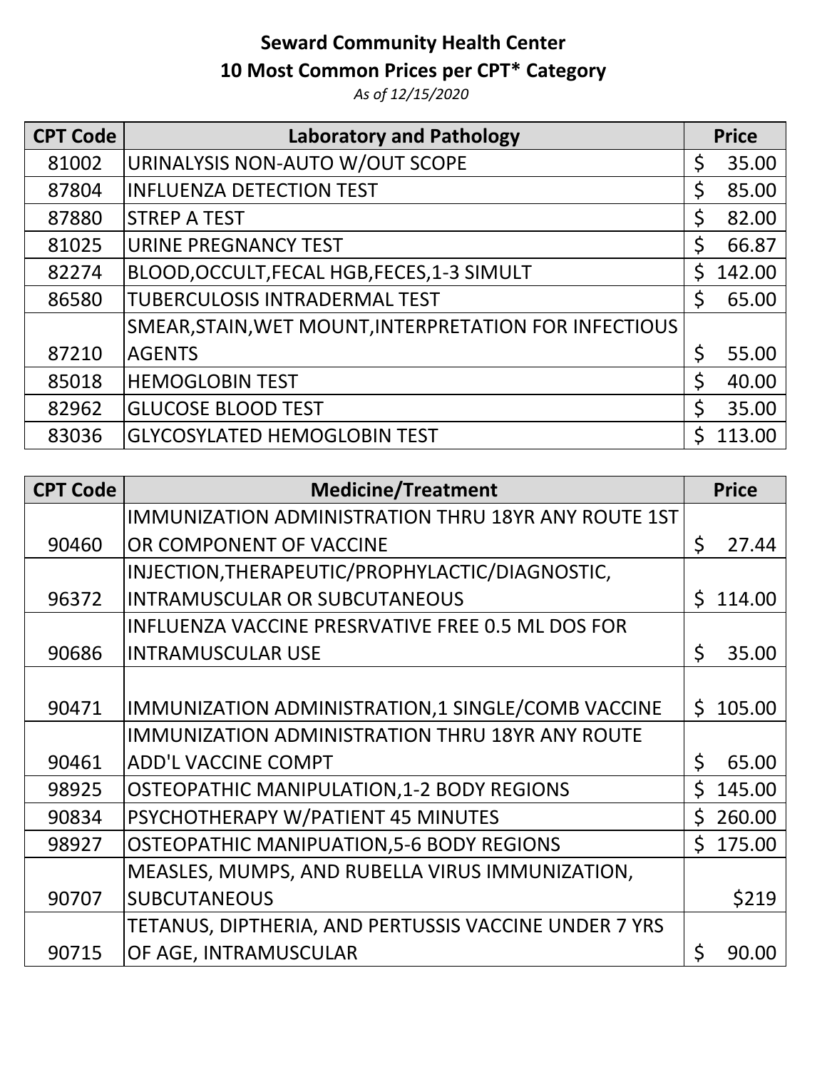**Seward Community Health Center**

**10 Most Common Prices per CPT* Category**

*As of 12/15/2020*

| CPT Code | Laboratory and Pathology | Price |
|---|---|---|
| 81002 | URINALYSIS NON-AUTO W/OUT SCOPE | $ 35.00 |
| 87804 | INFLUENZA DETECTION TEST | $ 85.00 |
| 87880 | STREP A TEST | $ 82.00 |
| 81025 | URINE PREGNANCY TEST | $ 66.87 |
| 82274 | BLOOD,OCCULT,FECAL HGB,FECES,1-3 SIMULT | $ 142.00 |
| 86580 | TUBERCULOSIS INTRADERMAL TEST | $ 65.00 |
| 87210 | SMEAR,STAIN,WET MOUNT,INTERPRETATION FOR INFECTIOUS AGENTS | $ 55.00 |
| 85018 | HEMOGLOBIN TEST | $ 40.00 |
| 82962 | GLUCOSE BLOOD TEST | $ 35.00 |
| 83036 | GLYCOSYLATED HEMOGLOBIN TEST | $ 113.00 |

| CPT Code | Medicine/Treatment | Price |
|---|---|---|
| 90460 | IMMUNIZATION ADMINISTRATION THRU 18YR ANY ROUTE 1ST OR COMPONENT OF VACCINE | $ 27.44 |
| 96372 | INJECTION,THERAPEUTIC/PROPHYLACTIC/DIAGNOSTIC, INTRAMUSCULAR OR SUBCUTANEOUS | $ 114.00 |
| 90686 | INFLUENZA VACCINE PRESRVATIVE FREE 0.5 ML DOS FOR INTRAMUSCULAR USE | $ 35.00 |
| 90471 | IMMUNIZATION ADMINISTRATION,1 SINGLE/COMB VACCINE | $ 105.00 |
| 90461 | IMMUNIZATION ADMINISTRATION THRU 18YR ANY ROUTE ADD'L VACCINE COMPT | $ 65.00 |
| 98925 | OSTEOPATHIC MANIPULATION,1-2 BODY REGIONS | $ 145.00 |
| 90834 | PSYCHOTHERAPY W/PATIENT 45 MINUTES | $ 260.00 |
| 98927 | OSTEOPATHIC MANIPUATION,5-6 BODY REGIONS | $ 175.00 |
| 90707 | MEASLES, MUMPS, AND RUBELLA VIRUS IMMUNIZATION, SUBCUTANEOUS | $219 |
| 90715 | TETANUS, DIPTHERIA, AND PERTUSSIS VACCINE UNDER 7 YRS OF AGE, INTRAMUSCULAR | $ 90.00 |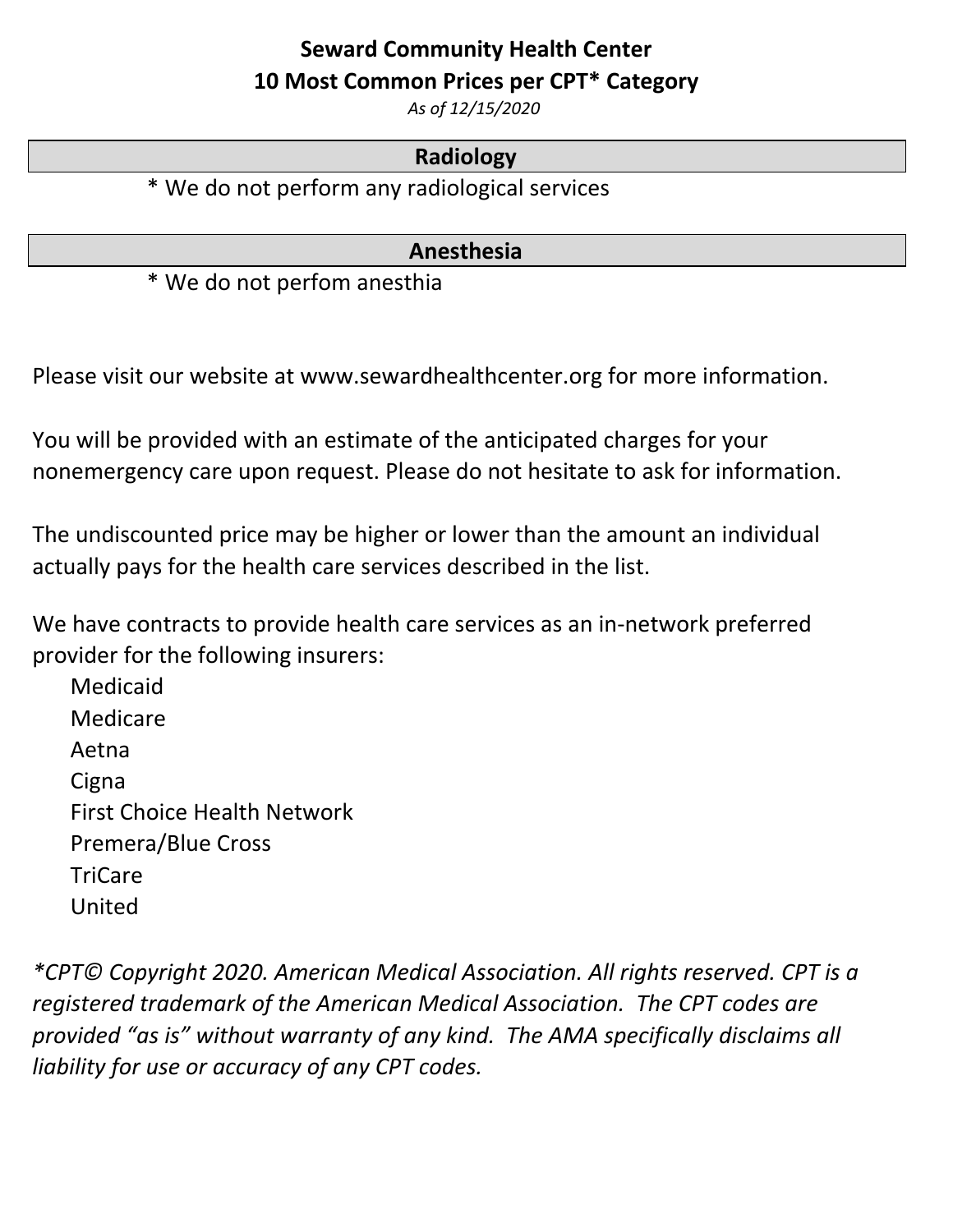**Seward Community Health Center**

**10 Most Common Prices per CPT* Category**

*As of 12/15/2020*

## Radiology

* We do not perform any radiological services

## Anesthesia

* We do not perfom anesthia

Please visit our website at www.sewardhealthcenter.org for more information.

You will be provided with an estimate of the anticipated charges for your nonemergency care upon request. Please do not hesitate to ask for information.

The undiscounted price may be higher or lower than the amount an individual actually pays for the health care services described in the list.

We have contracts to provide health care services as an in-network preferred provider for the following insurers:

- Medicaid
- Medicare
- Aetna
- Cigna
- First Choice Health Network
- Premera/Blue Cross
- TriCare
- United

**CPT© Copyright 2020. American Medical Association. All rights reserved. CPT is a registered trademark of the American Medical Association. The CPT codes are provided "as is" without warranty of any kind. The AMA specifically disclaims all liability for use or accuracy of any CPT codes.*